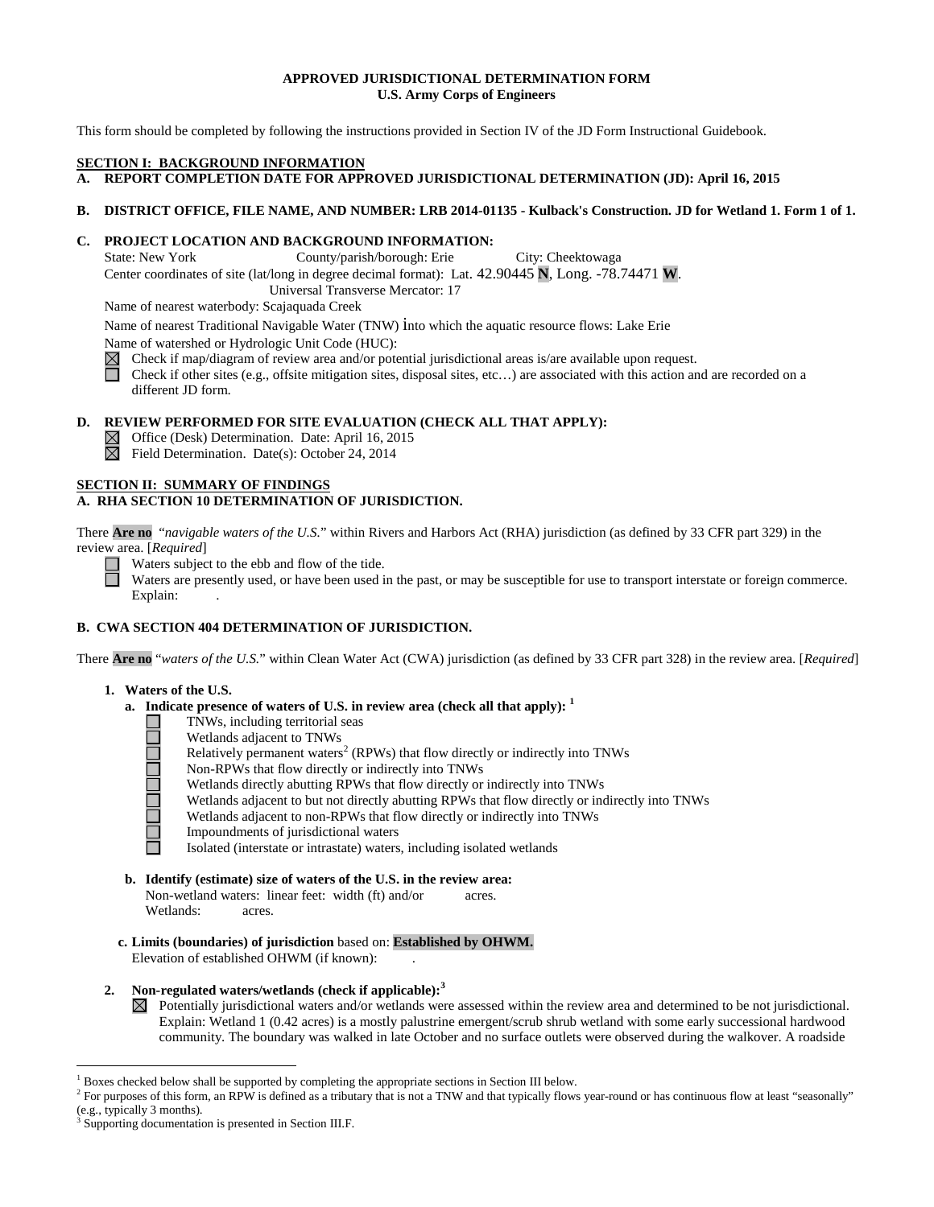**APPROVED JURISDICTIONAL DETERMINATION FORM**
**U.S. Army Corps of Engineers**

This form should be completed by following the instructions provided in Section IV of the JD Form Instructional Guidebook.

## SECTION I: BACKGROUND INFORMATION

**A. REPORT COMPLETION DATE FOR APPROVED JURISDICTIONAL DETERMINATION (JD): April 16, 2015**

**B. DISTRICT OFFICE, FILE NAME, AND NUMBER: LRB 2014-01135 - Kulback's Construction. JD for Wetland 1. Form 1 of 1.**

**C. PROJECT LOCATION AND BACKGROUND INFORMATION:**

State: New York  County/parish/borough: Erie  City: Cheektowaga
Center coordinates of site (lat/long in degree decimal format): Lat. 42.90445 **N**, Long. -78.74471 **W**.
Universal Transverse Mercator: 17

Name of nearest waterbody: Scajaquada Creek

Name of nearest Traditional Navigable Water (TNW) into which the aquatic resource flows: Lake Erie

Name of watershed or Hydrologic Unit Code (HUC):

- ☒ Check if map/diagram of review area and/or potential jurisdictional areas is/are available upon request.
- ☐ Check if other sites (e.g., offsite mitigation sites, disposal sites, etc…) are associated with this action and are recorded on a different JD form.

**D. REVIEW PERFORMED FOR SITE EVALUATION (CHECK ALL THAT APPLY):**

- ☒ Office (Desk) Determination. Date: April 16, 2015
- ☒ Field Determination. Date(s): October 24, 2014

## SECTION II: SUMMARY OF FINDINGS

**A. RHA SECTION 10 DETERMINATION OF JURISDICTION.**

There **Are no** "*navigable waters of the U.S.*" within Rivers and Harbors Act (RHA) jurisdiction (as defined by 33 CFR part 329) in the review area. [*Required*]

- ☐ Waters subject to the ebb and flow of the tide.
- ☐ Waters are presently used, or have been used in the past, or may be susceptible for use to transport interstate or foreign commerce. Explain: .

**B. CWA SECTION 404 DETERMINATION OF JURISDICTION.**

There **Are no** "*waters of the U.S.*" within Clean Water Act (CWA) jurisdiction (as defined by 33 CFR part 328) in the review area. [*Required*]

**1. Waters of the U.S.**

**a. Indicate presence of waters of U.S. in review area (check all that apply):** [1]

- ☐ TNWs, including territorial seas
- ☐ Wetlands adjacent to TNWs
- ☐ Relatively permanent waters[2] (RPWs) that flow directly or indirectly into TNWs
- ☐ Non-RPWs that flow directly or indirectly into TNWs
- ☐ Wetlands directly abutting RPWs that flow directly or indirectly into TNWs
- ☐ Wetlands adjacent to but not directly abutting RPWs that flow directly or indirectly into TNWs
- ☐ Wetlands adjacent to non-RPWs that flow directly or indirectly into TNWs
- ☐ Impoundments of jurisdictional waters
- ☐ Isolated (interstate or intrastate) waters, including isolated wetlands

**b. Identify (estimate) size of waters of the U.S. in the review area:**

Non-wetland waters: linear feet: width (ft) and/or acres.
Wetlands: acres.

**c. Limits (boundaries) of jurisdiction** based on: **Established by OHWM.**
Elevation of established OHWM (if known): .

**2. Non-regulated waters/wetlands (check if applicable):**[3]

☒ Potentially jurisdictional waters and/or wetlands were assessed within the review area and determined to be not jurisdictional. Explain: Wetland 1 (0.42 acres) is a mostly palustrine emergent/scrub shrub wetland with some early successional hardwood community. The boundary was walked in late October and no surface outlets were observed during the walkover. A roadside

---

[1] Boxes checked below shall be supported by completing the appropriate sections in Section III below.
[2] For purposes of this form, an RPW is defined as a tributary that is not a TNW and that typically flows year-round or has continuous flow at least "seasonally" (e.g., typically 3 months).
[3] Supporting documentation is presented in Section III.F.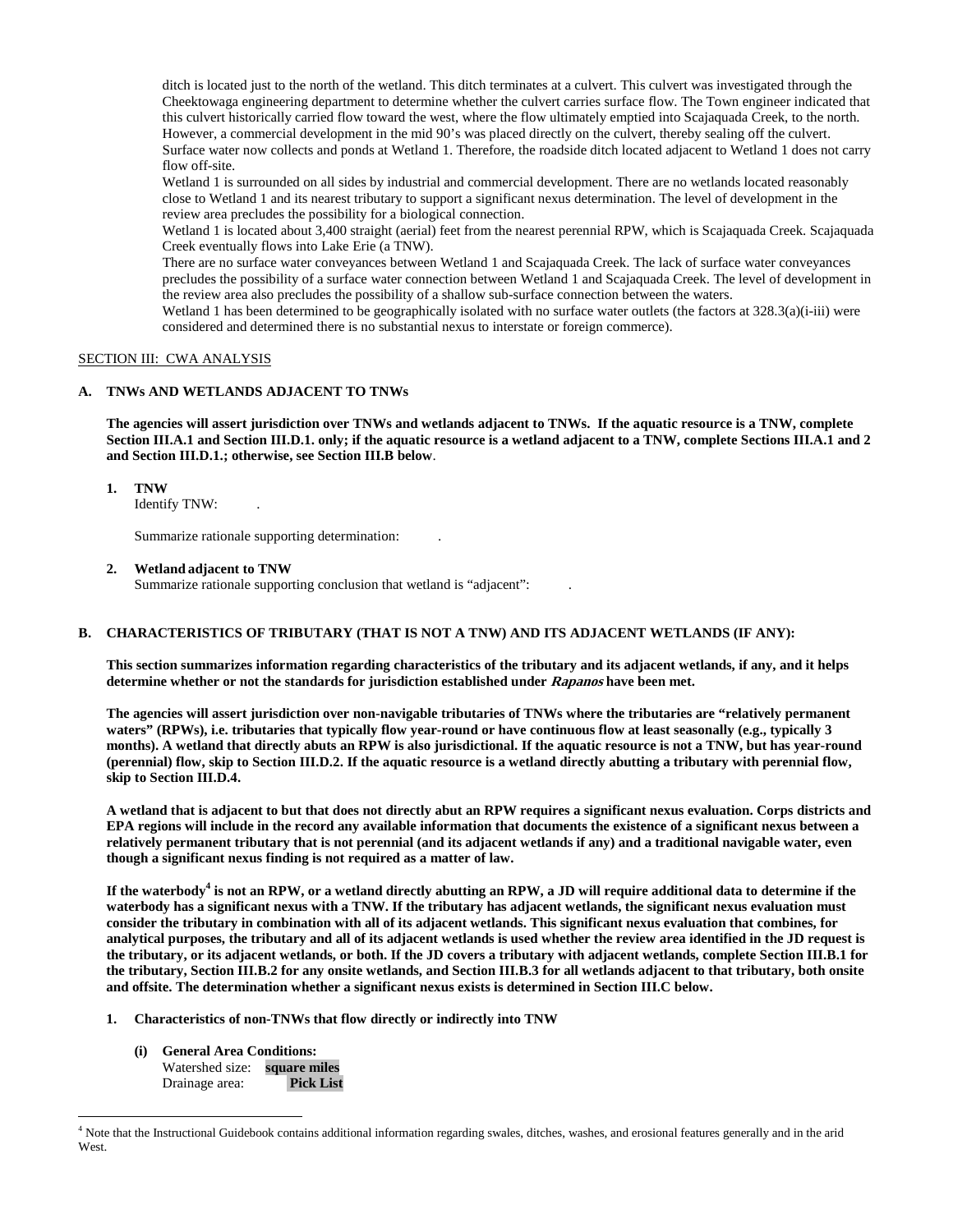ditch is located just to the north of the wetland. This ditch terminates at a culvert. This culvert was investigated through the Cheektowaga engineering department to determine whether the culvert carries surface flow. The Town engineer indicated that this culvert historically carried flow toward the west, where the flow ultimately emptied into Scajaquada Creek, to the north. However, a commercial development in the mid 90's was placed directly on the culvert, thereby sealing off the culvert. Surface water now collects and ponds at Wetland 1. Therefore, the roadside ditch located adjacent to Wetland 1 does not carry flow off-site.

Wetland 1 is surrounded on all sides by industrial and commercial development. There are no wetlands located reasonably close to Wetland 1 and its nearest tributary to support a significant nexus determination. The level of development in the review area precludes the possibility for a biological connection.

Wetland 1 is located about 3,400 straight (aerial) feet from the nearest perennial RPW, which is Scajaquada Creek. Scajaquada Creek eventually flows into Lake Erie (a TNW).

There are no surface water conveyances between Wetland 1 and Scajaquada Creek. The lack of surface water conveyances precludes the possibility of a surface water connection between Wetland 1 and Scajaquada Creek. The level of development in the review area also precludes the possibility of a shallow sub-surface connection between the waters.

Wetland 1 has been determined to be geographically isolated with no surface water outlets (the factors at 328.3(a)(i-iii) were considered and determined there is no substantial nexus to interstate or foreign commerce).

SECTION III: CWA ANALYSIS

**A. TNWs AND WETLANDS ADJACENT TO TNWs**

**The agencies will assert jurisdiction over TNWs and wetlands adjacent to TNWs. If the aquatic resource is a TNW, complete Section III.A.1 and Section III.D.1. only; if the aquatic resource is a wetland adjacent to a TNW, complete Sections III.A.1 and 2 and Section III.D.1.; otherwise, see Section III.B below**.

**1. TNW**

Identify TNW: .

Summarize rationale supporting determination: .

**2. Wetland adjacent to TNW**

Summarize rationale supporting conclusion that wetland is "adjacent": .

**B. CHARACTERISTICS OF TRIBUTARY (THAT IS NOT A TNW) AND ITS ADJACENT WETLANDS (IF ANY):**

**This section summarizes information regarding characteristics of the tributary and its adjacent wetlands, if any, and it helps determine whether or not the standards for jurisdiction established under *Rapanos* have been met.**

**The agencies will assert jurisdiction over non-navigable tributaries of TNWs where the tributaries are "relatively permanent waters" (RPWs), i.e. tributaries that typically flow year-round or have continuous flow at least seasonally (e.g., typically 3 months). A wetland that directly abuts an RPW is also jurisdictional. If the aquatic resource is not a TNW, but has year-round (perennial) flow, skip to Section III.D.2. If the aquatic resource is a wetland directly abutting a tributary with perennial flow, skip to Section III.D.4.**

**A wetland that is adjacent to but that does not directly abut an RPW requires a significant nexus evaluation. Corps districts and EPA regions will include in the record any available information that documents the existence of a significant nexus between a relatively permanent tributary that is not perennial (and its adjacent wetlands if any) and a traditional navigable water, even though a significant nexus finding is not required as a matter of law.**

**If the waterbody[4] is not an RPW, or a wetland directly abutting an RPW, a JD will require additional data to determine if the waterbody has a significant nexus with a TNW. If the tributary has adjacent wetlands, the significant nexus evaluation must consider the tributary in combination with all of its adjacent wetlands. This significant nexus evaluation that combines, for analytical purposes, the tributary and all of its adjacent wetlands is used whether the review area identified in the JD request is the tributary, or its adjacent wetlands, or both. If the JD covers a tributary with adjacent wetlands, complete Section III.B.1 for the tributary, Section III.B.2 for any onsite wetlands, and Section III.B.3 for all wetlands adjacent to that tributary, both onsite and offsite. The determination whether a significant nexus exists is determined in Section III.C below.**

**1. Characteristics of non-TNWs that flow directly or indirectly into TNW**

**(i) General Area Conditions:**

Watershed size: **square miles**

Drainage area: **Pick List**

[4] Note that the Instructional Guidebook contains additional information regarding swales, ditches, washes, and erosional features generally and in the arid West.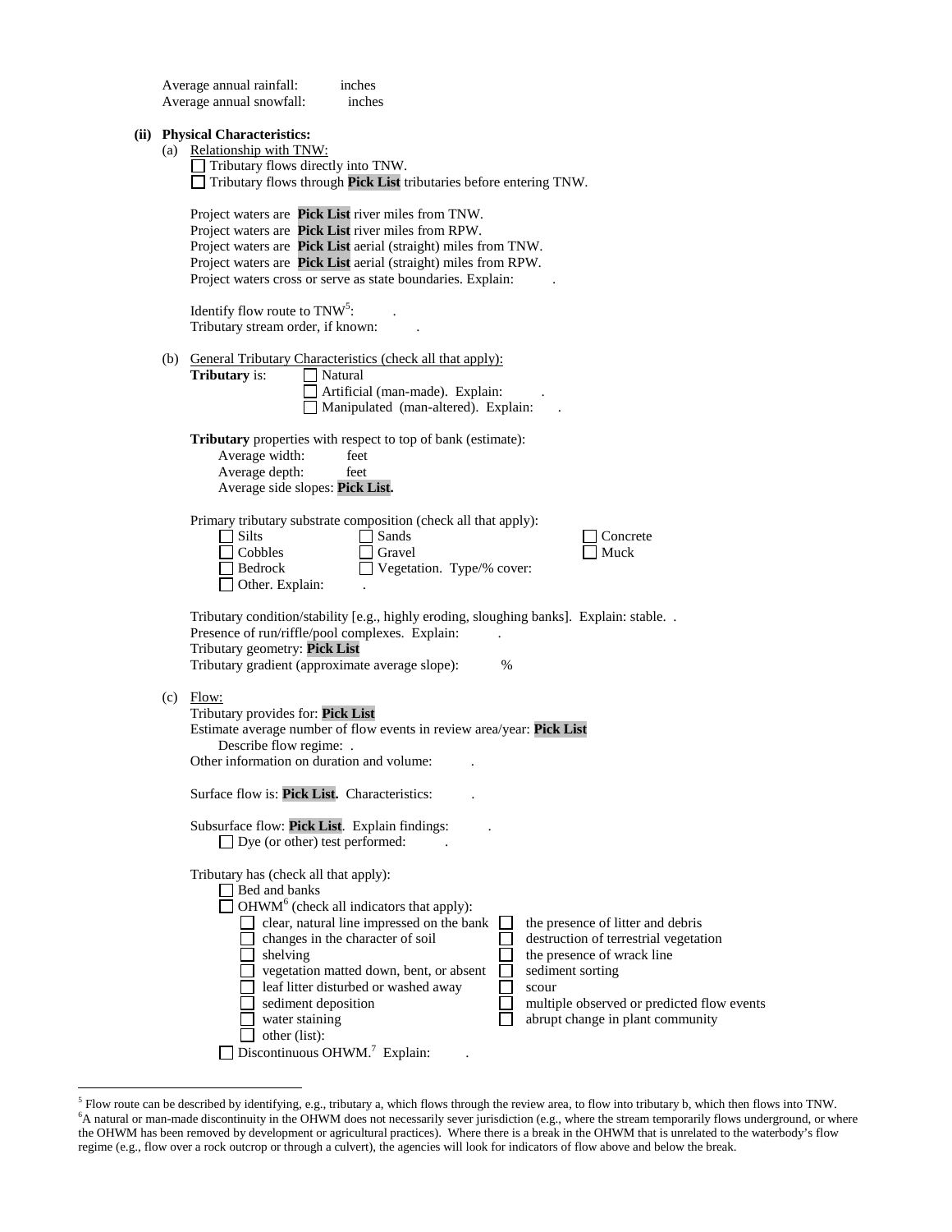Average annual rainfall: inches
Average annual snowfall: inches

**(ii) Physical Characteristics:**

(a) Relationship with TNW:

☐ Tributary flows directly into TNW.
☐ Tributary flows through **Pick List** tributaries before entering TNW.

Project waters are **Pick List** river miles from TNW.
Project waters are **Pick List** river miles from RPW.
Project waters are **Pick List** aerial (straight) miles from TNW.
Project waters are **Pick List** aerial (straight) miles from RPW.
Project waters cross or serve as state boundaries. Explain: .

Identify flow route to TNW[5]: .
Tributary stream order, if known: .

(b) General Tributary Characteristics (check all that apply):

**Tributary** is:
☐ Natural
☐ Artificial (man-made). Explain: .
☐ Manipulated (man-altered). Explain: .

**Tributary** properties with respect to top of bank (estimate):
Average width: feet
Average depth: feet
Average side slopes: **Pick List.**

Primary tributary substrate composition (check all that apply):
☐ Silts ☐ Sands ☐ Concrete
☐ Cobbles ☐ Gravel ☐ Muck
☐ Bedrock ☐ Vegetation. Type/% cover:
☐ Other. Explain: .

Tributary condition/stability [e.g., highly eroding, sloughing banks]. Explain: stable. .
Presence of run/riffle/pool complexes. Explain: .
Tributary geometry: **Pick List**
Tributary gradient (approximate average slope): %

(c) Flow:

Tributary provides for: **Pick List**
Estimate average number of flow events in review area/year: **Pick List**
Describe flow regime: .
Other information on duration and volume: .

Surface flow is: **Pick List.** Characteristics: .

Subsurface flow: **Pick List**. Explain findings: .
☐ Dye (or other) test performed: .

Tributary has (check all that apply):
☐ Bed and banks
☐ OHWM[6] (check all indicators that apply):
☐ clear, natural line impressed on the bank ☐ the presence of litter and debris
☐ changes in the character of soil ☐ destruction of terrestrial vegetation
☐ shelving ☐ the presence of wrack line
☐ vegetation matted down, bent, or absent ☐ sediment sorting
☐ leaf litter disturbed or washed away ☐ scour
☐ sediment deposition ☐ multiple observed or predicted flow events
☐ water staining ☐ abrupt change in plant community
☐ other (list):
☐ Discontinuous OHWM.[7] Explain: .

---

[5] Flow route can be described by identifying, e.g., tributary a, which flows through the review area, to flow into tributary b, which then flows into TNW.
[6] A natural or man-made discontinuity in the OHWM does not necessarily sever jurisdiction (e.g., where the stream temporarily flows underground, or where the OHWM has been removed by development or agricultural practices). Where there is a break in the OHWM that is unrelated to the waterbody's flow regime (e.g., flow over a rock outcrop or through a culvert), the agencies will look for indicators of flow above and below the break.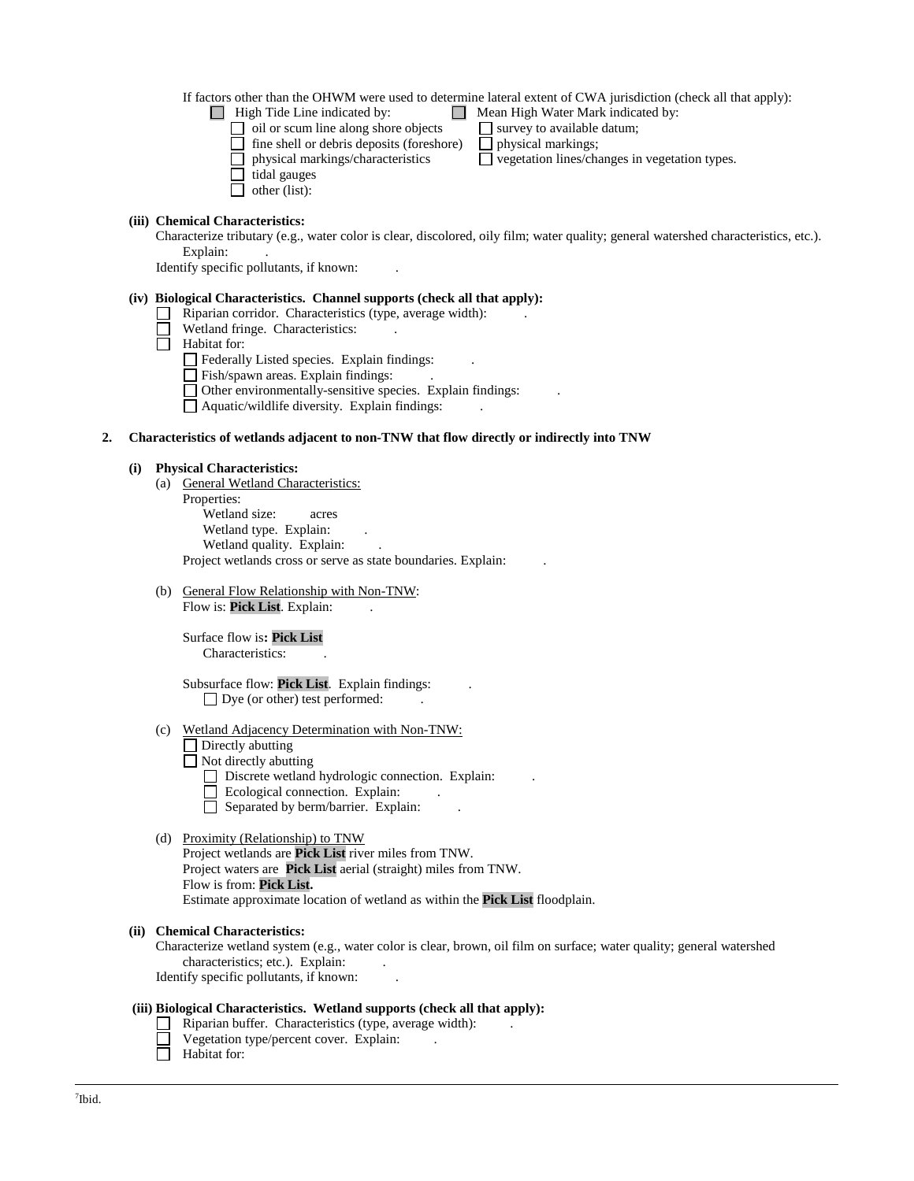If factors other than the OHWM were used to determine lateral extent of CWA jurisdiction (check all that apply):

- ☐ High Tide Line indicated by:
  - ☐ oil or scum line along shore objects
  - ☐ fine shell or debris deposits (foreshore)
  - ☐ physical markings/characteristics
  - ☐ tidal gauges
  - ☐ other (list):
- ☐ Mean High Water Mark indicated by:
  - ☐ survey to available datum;
  - ☐ physical markings;
  - ☐ vegetation lines/changes in vegetation types.

**(iii) Chemical Characteristics:**

Characterize tributary (e.g., water color is clear, discolored, oily film; water quality; general watershed characteristics, etc.). Explain: .

Identify specific pollutants, if known: .

**(iv) Biological Characteristics. Channel supports (check all that apply):**

- ☐ Riparian corridor. Characteristics (type, average width): .
- ☐ Wetland fringe. Characteristics: .
- ☐ Habitat for:
  - ☐ Federally Listed species. Explain findings: .
  - ☐ Fish/spawn areas. Explain findings: .
  - ☐ Other environmentally-sensitive species. Explain findings: .
  - ☐ Aquatic/wildlife diversity. Explain findings: .

**2. Characteristics of wetlands adjacent to non-TNW that flow directly or indirectly into TNW**

**(i) Physical Characteristics:**

(a) General Wetland Characteristics:

Properties:

Wetland size: acres

Wetland type. Explain: .

Wetland quality. Explain: .

Project wetlands cross or serve as state boundaries. Explain: .

(b) General Flow Relationship with Non-TNW:

Flow is: **Pick List**. Explain: .

Surface flow is**: Pick List**

Characteristics: .

Subsurface flow: **Pick List**. Explain findings: .

☐ Dye (or other) test performed: .

(c) Wetland Adjacency Determination with Non-TNW:

- ☐ Directly abutting
- ☐ Not directly abutting
  - ☐ Discrete wetland hydrologic connection. Explain: .
  - ☐ Ecological connection. Explain: .
  - ☐ Separated by berm/barrier. Explain: .

(d) Proximity (Relationship) to TNW

Project wetlands are **Pick List** river miles from TNW.

Project waters are **Pick List** aerial (straight) miles from TNW.

Flow is from: **Pick List.**

Estimate approximate location of wetland as within the **Pick List** floodplain.

**(ii) Chemical Characteristics:**

Characterize wetland system (e.g., water color is clear, brown, oil film on surface; water quality; general watershed characteristics; etc.). Explain: .

Identify specific pollutants, if known: .

**(iii) Biological Characteristics. Wetland supports (check all that apply):**

- ☐ Riparian buffer. Characteristics (type, average width): .
- ☐ Vegetation type/percent cover. Explain: .
- ☐ Habitat for:

[7]Ibid.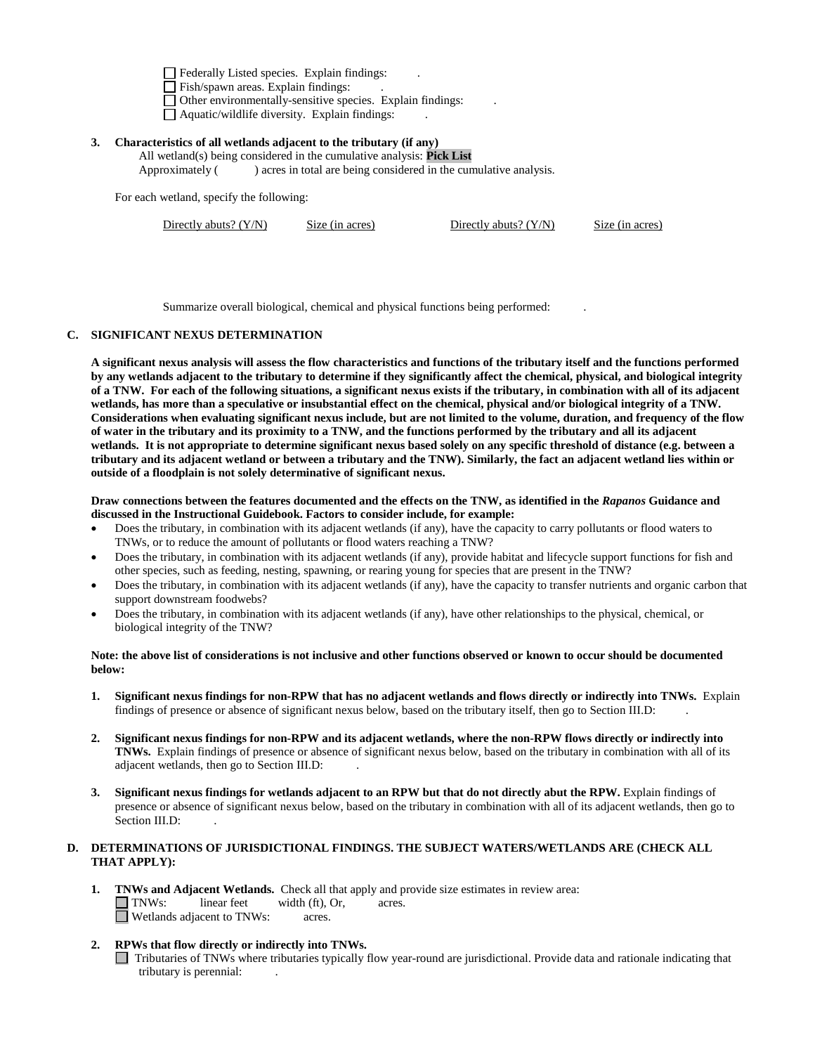☐ Federally Listed species. Explain findings: .
☐ Fish/spawn areas. Explain findings: .
☐ Other environmentally-sensitive species. Explain findings: .
☐ Aquatic/wildlife diversity. Explain findings: .

**3. Characteristics of all wetlands adjacent to the tributary (if any)**

All wetland(s) being considered in the cumulative analysis: **Pick List**

Approximately ( ) acres in total are being considered in the cumulative analysis.

For each wetland, specify the following:

| Directly abuts? (Y/N) | Size (in acres) | Directly abuts? (Y/N) | Size (in acres) |
|---|---|---|---|

Summarize overall biological, chemical and physical functions being performed: .

### C. SIGNIFICANT NEXUS DETERMINATION

**A significant nexus analysis will assess the flow characteristics and functions of the tributary itself and the functions performed by any wetlands adjacent to the tributary to determine if they significantly affect the chemical, physical, and biological integrity of a TNW. For each of the following situations, a significant nexus exists if the tributary, in combination with all of its adjacent wetlands, has more than a speculative or insubstantial effect on the chemical, physical and/or biological integrity of a TNW. Considerations when evaluating significant nexus include, but are not limited to the volume, duration, and frequency of the flow of water in the tributary and its proximity to a TNW, and the functions performed by the tributary and all its adjacent wetlands. It is not appropriate to determine significant nexus based solely on any specific threshold of distance (e.g. between a tributary and its adjacent wetland or between a tributary and the TNW). Similarly, the fact an adjacent wetland lies within or outside of a floodplain is not solely determinative of significant nexus.**

**Draw connections between the features documented and the effects on the TNW, as identified in the *Rapanos* Guidance and discussed in the Instructional Guidebook. Factors to consider include, for example:**

- Does the tributary, in combination with its adjacent wetlands (if any), have the capacity to carry pollutants or flood waters to TNWs, or to reduce the amount of pollutants or flood waters reaching a TNW?
- Does the tributary, in combination with its adjacent wetlands (if any), provide habitat and lifecycle support functions for fish and other species, such as feeding, nesting, spawning, or rearing young for species that are present in the TNW?
- Does the tributary, in combination with its adjacent wetlands (if any), have the capacity to transfer nutrients and organic carbon that support downstream foodwebs?
- Does the tributary, in combination with its adjacent wetlands (if any), have other relationships to the physical, chemical, or biological integrity of the TNW?

**Note: the above list of considerations is not inclusive and other functions observed or known to occur should be documented below:**

1. **Significant nexus findings for non-RPW that has no adjacent wetlands and flows directly or indirectly into TNWs.** Explain findings of presence or absence of significant nexus below, based on the tributary itself, then go to Section III.D: .

2. **Significant nexus findings for non-RPW and its adjacent wetlands, where the non-RPW flows directly or indirectly into TNWs.** Explain findings of presence or absence of significant nexus below, based on the tributary in combination with all of its adjacent wetlands, then go to Section III.D: .

3. **Significant nexus findings for wetlands adjacent to an RPW but that do not directly abut the RPW.** Explain findings of presence or absence of significant nexus below, based on the tributary in combination with all of its adjacent wetlands, then go to Section III.D: .

### D. DETERMINATIONS OF JURISDICTIONAL FINDINGS. THE SUBJECT WATERS/WETLANDS ARE (CHECK ALL THAT APPLY):

1. **TNWs and Adjacent Wetlands.** Check all that apply and provide size estimates in review area:
   ☐ TNWs: linear feet width (ft), Or, acres.
   ☐ Wetlands adjacent to TNWs: acres.

2. **RPWs that flow directly or indirectly into TNWs.**
   ☐ Tributaries of TNWs where tributaries typically flow year-round are jurisdictional. Provide data and rationale indicating that tributary is perennial: .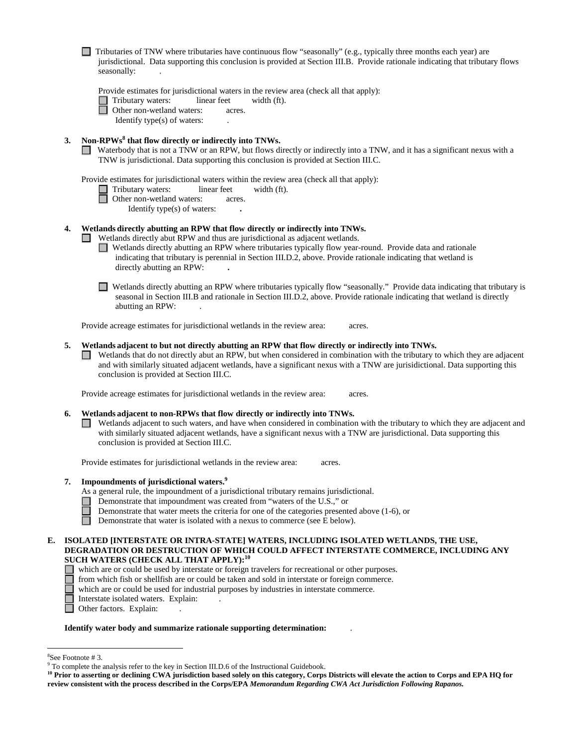☐ Tributaries of TNW where tributaries have continuous flow "seasonally" (e.g., typically three months each year) are jurisdictional. Data supporting this conclusion is provided at Section III.B. Provide rationale indicating that tributary flows seasonally: .

Provide estimates for jurisdictional waters in the review area (check all that apply):

☐ Tributary waters: linear feet width (ft).

☐ Other non-wetland waters: acres.

Identify type(s) of waters: .

**3. Non-RPWs[8] that flow directly or indirectly into TNWs.**

☐ Waterbody that is not a TNW or an RPW, but flows directly or indirectly into a TNW, and it has a significant nexus with a TNW is jurisdictional. Data supporting this conclusion is provided at Section III.C.

Provide estimates for jurisdictional waters within the review area (check all that apply):

☐ Tributary waters: linear feet width (ft).

☐ Other non-wetland waters: acres.

Identify type(s) of waters: **.**

**4. Wetlands directly abutting an RPW that flow directly or indirectly into TNWs.**

☐ Wetlands directly abut RPW and thus are jurisdictional as adjacent wetlands.

☐ Wetlands directly abutting an RPW where tributaries typically flow year-round. Provide data and rationale indicating that tributary is perennial in Section III.D.2, above. Provide rationale indicating that wetland is directly abutting an RPW: **.**

☐ Wetlands directly abutting an RPW where tributaries typically flow "seasonally." Provide data indicating that tributary is seasonal in Section III.B and rationale in Section III.D.2, above. Provide rationale indicating that wetland is directly abutting an RPW: .

Provide acreage estimates for jurisdictional wetlands in the review area: acres.

**5. Wetlands adjacent to but not directly abutting an RPW that flow directly or indirectly into TNWs.**

☐ Wetlands that do not directly abut an RPW, but when considered in combination with the tributary to which they are adjacent and with similarly situated adjacent wetlands, have a significant nexus with a TNW are jurisidictional. Data supporting this conclusion is provided at Section III.C.

Provide acreage estimates for jurisdictional wetlands in the review area: acres.

**6. Wetlands adjacent to non-RPWs that flow directly or indirectly into TNWs.**

☐ Wetlands adjacent to such waters, and have when considered in combination with the tributary to which they are adjacent and with similarly situated adjacent wetlands, have a significant nexus with a TNW are jurisdictional. Data supporting this conclusion is provided at Section III.C.

Provide estimates for jurisdictional wetlands in the review area: acres.

**7. Impoundments of jurisdictional waters.[9]**

As a general rule, the impoundment of a jurisdictional tributary remains jurisdictional.

☐ Demonstrate that impoundment was created from "waters of the U.S.," or

☐ Demonstrate that water meets the criteria for one of the categories presented above (1-6), or

☐ Demonstrate that water is isolated with a nexus to commerce (see E below).

**E. ISOLATED [INTERSTATE OR INTRA-STATE] WATERS, INCLUDING ISOLATED WETLANDS, THE USE, DEGRADATION OR DESTRUCTION OF WHICH COULD AFFECT INTERSTATE COMMERCE, INCLUDING ANY SUCH WATERS (CHECK ALL THAT APPLY):[10]**

☐ which are or could be used by interstate or foreign travelers for recreational or other purposes.

☐ from which fish or shellfish are or could be taken and sold in interstate or foreign commerce.

☐ which are or could be used for industrial purposes by industries in interstate commerce.

☐ Interstate isolated waters. Explain: .

☐ Other factors. Explain: .

**Identify water body and summarize rationale supporting determination:** .

---

[8] See Footnote # 3.

[9] To complete the analysis refer to the key in Section III.D.6 of the Instructional Guidebook.

[10] **Prior to asserting or declining CWA jurisdiction based solely on this category, Corps Districts will elevate the action to Corps and EPA HQ for review consistent with the process described in the Corps/EPA *Memorandum Regarding CWA Act Jurisdiction Following Rapanos.***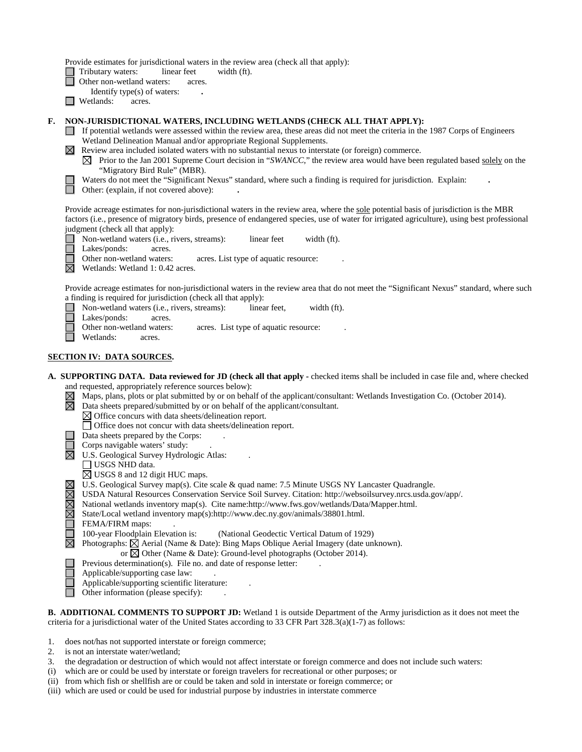Provide estimates for jurisdictional waters in the review area (check all that apply):

☐ Tributary waters: linear feet width (ft).

☐ Other non-wetland waters: acres.

  Identify type(s) of waters: **.**

☐ Wetlands: acres.

**F. NON-JURISDICTIONAL WATERS, INCLUDING WETLANDS (CHECK ALL THAT APPLY):**

☐ If potential wetlands were assessed within the review area, these areas did not meet the criteria in the 1987 Corps of Engineers Wetland Delineation Manual and/or appropriate Regional Supplements.

☒ Review area included isolated waters with no substantial nexus to interstate (or foreign) commerce.

  ☒ Prior to the Jan 2001 Supreme Court decision in "*SWANCC*," the review area would have been regulated based solely on the "Migratory Bird Rule" (MBR).

☐ Waters do not meet the "Significant Nexus" standard, where such a finding is required for jurisdiction. Explain: **.**

☐ Other: (explain, if not covered above): **.**

Provide acreage estimates for non-jurisdictional waters in the review area, where the sole potential basis of jurisdiction is the MBR factors (i.e., presence of migratory birds, presence of endangered species, use of water for irrigated agriculture), using best professional judgment (check all that apply):

☐ Non-wetland waters (i.e., rivers, streams): linear feet width (ft).

☐ Lakes/ponds: acres.

☐ Other non-wetland waters: acres. List type of aquatic resource: .

☒ Wetlands: Wetland 1: 0.42 acres.

Provide acreage estimates for non-jurisdictional waters in the review area that do not meet the "Significant Nexus" standard, where such a finding is required for jurisdiction (check all that apply):

☐ Non-wetland waters (i.e., rivers, streams): linear feet, width (ft).

☐ Lakes/ponds: acres.

☐ Other non-wetland waters: acres. List type of aquatic resource: .

☐ Wetlands: acres.

## SECTION IV: DATA SOURCES.

**A. SUPPORTING DATA. Data reviewed for JD (check all that apply** - checked items shall be included in case file and, where checked and requested, appropriately reference sources below):

☒ Maps, plans, plots or plat submitted by or on behalf of the applicant/consultant: Wetlands Investigation Co. (October 2014).

☒ Data sheets prepared/submitted by or on behalf of the applicant/consultant.

  ☒ Office concurs with data sheets/delineation report.

  ☐ Office does not concur with data sheets/delineation report.

☐ Data sheets prepared by the Corps: .

☐ Corps navigable waters' study: .

☒ U.S. Geological Survey Hydrologic Atlas: .

  ☐ USGS NHD data.

  ☒ USGS 8 and 12 digit HUC maps.

☒ U.S. Geological Survey map(s). Cite scale & quad name: 7.5 Minute USGS NY Lancaster Quadrangle.

☒ USDA Natural Resources Conservation Service Soil Survey. Citation: http://websoilsurvey.nrcs.usda.gov/app/.

☒ National wetlands inventory map(s). Cite name:http://www.fws.gov/wetlands/Data/Mapper.html.

☒ State/Local wetland inventory map(s):http://www.dec.ny.gov/animals/38801.html.

☐ FEMA/FIRM maps: .

☐ 100-year Floodplain Elevation is: (National Geodectic Vertical Datum of 1929)

☒ Photographs: ☒ Aerial (Name & Date): Bing Maps Oblique Aerial Imagery (date unknown).

  or ☒ Other (Name & Date): Ground-level photographs (October 2014).

☐ Previous determination(s). File no. and date of response letter: .

☐ Applicable/supporting case law: .

☐ Applicable/supporting scientific literature: .

☐ Other information (please specify): .

**B. ADDITIONAL COMMENTS TO SUPPORT JD:** Wetland 1 is outside Department of the Army jurisdiction as it does not meet the criteria for a jurisdictional water of the United States according to 33 CFR Part 328.3(a)(1-7) as follows:

1. does not/has not supported interstate or foreign commerce;
2. is not an interstate water/wetland;
3. the degradation or destruction of which would not affect interstate or foreign commerce and does not include such waters:

(i) which are or could be used by interstate or foreign travelers for recreational or other purposes; or

(ii) from which fish or shellfish are or could be taken and sold in interstate or foreign commerce; or

(iii) which are used or could be used for industrial purpose by industries in interstate commerce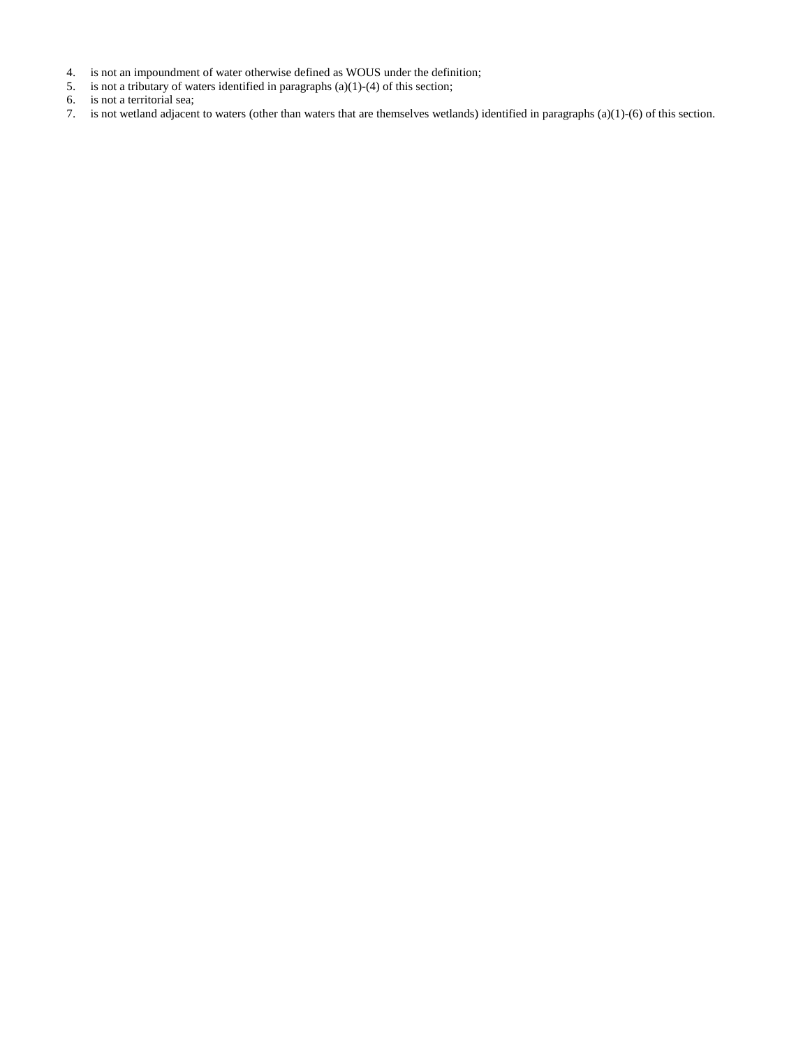4. is not an impoundment of water otherwise defined as WOUS under the definition;
5. is not a tributary of waters identified in paragraphs (a)(1)-(4) of this section;
6. is not a territorial sea;
7. is not wetland adjacent to waters (other than waters that are themselves wetlands) identified in paragraphs (a)(1)-(6) of this section.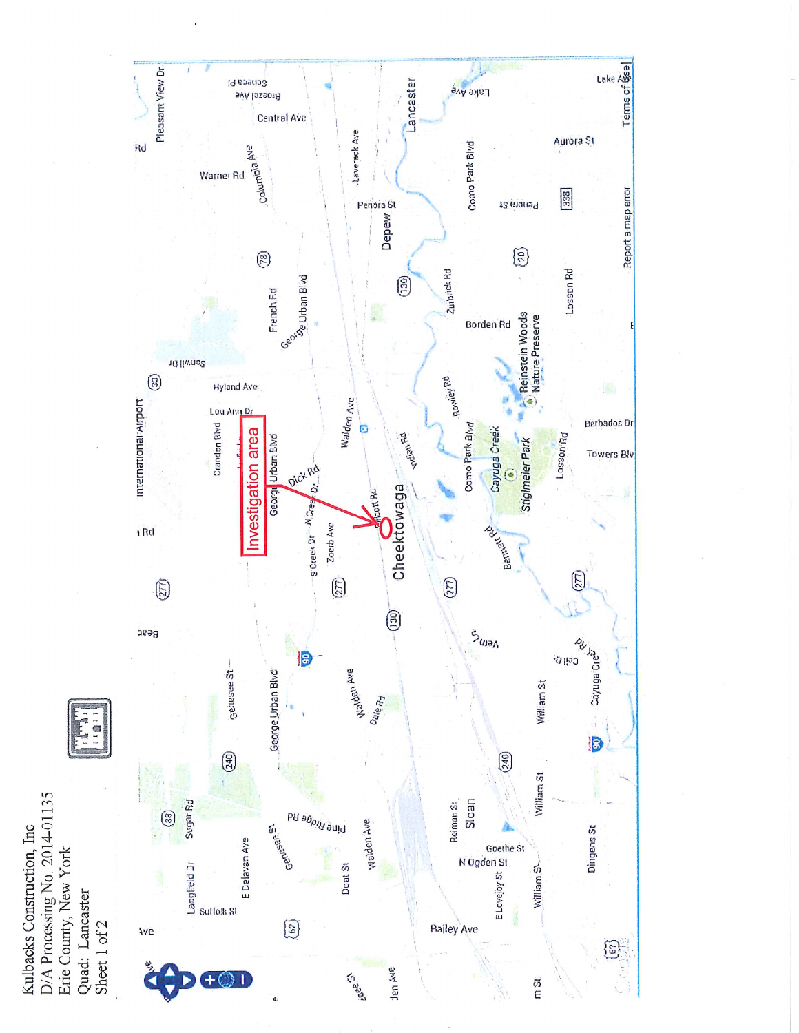Kulbacks Construction, Inc
D/A Processing No. 2014-01135
Erie County, New York
Quad: Lancaster
Sheet 1 of 2

Investigation area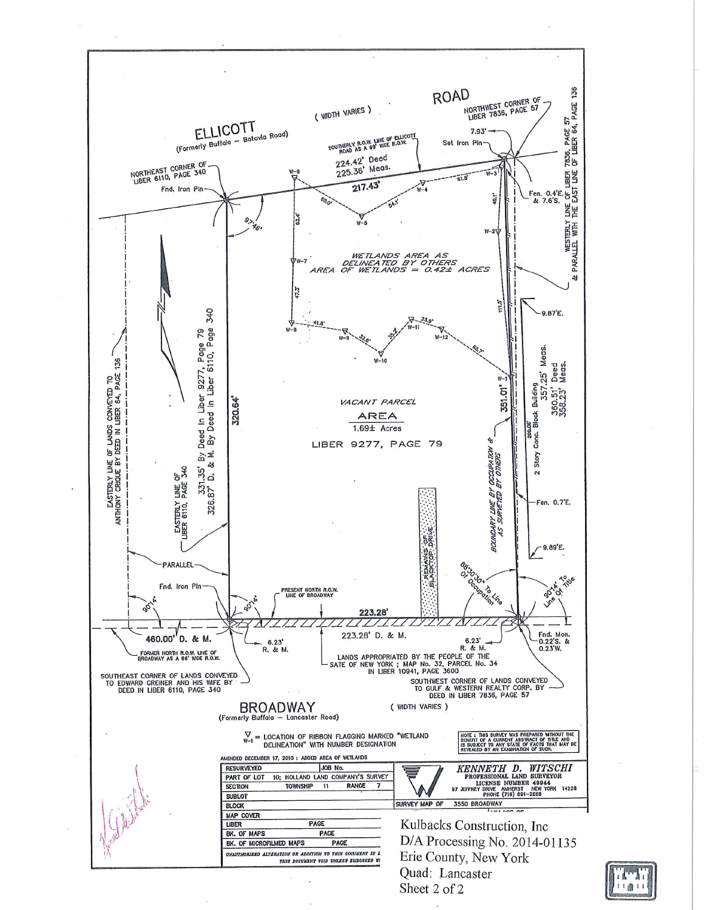ELLICOTT ROAD

(Formerly Buffalo – Batavia Road)

( WIDTH VARIES )

NORTHEAST CORNER OF LIBER 6110, PAGE 340

Fnd. Iron Pin

NORTHWEST CORNER OF LIBER 7836, PAGE 57

7.93'

Set Iron Pin

SOUTHERLY R.O.W. LINE OF ELLICOTT ROAD AS A 99' WIDE R.O.W.

224.42' Deed

225.36' Meas.

217.43'

W-8 W-4 W-3 W-5 W-2

60.0' 64.1' 61.8' 49.1' 63.4'

Fen. 0.4'E. & 7.6'S.

WESTERLY LINE OF LIBER 7836, PAGE 57 & PARALLEL WITH THE EAST LINE OF LIBER 64, PAGE 136

97°46'

WETLANDS AREA AS DELINEATED BY OTHERS

AREA OF WETLANDS = 0.42± ACRES

W-7

47.3'

W-6 W-9 W-10 W-11 W-12

41.8' 32.6' 35.2' 23.9' 65.7' 111.5'

9.87'E.

W-1

351.01'

2 Story Conc. Block Building

200.06'

357.25' Meas.

360.51' Deed

358.23' Meas.

VACANT PARCEL

AREA

1.69± Acres

LIBER 9277, PAGE 79

331.35' By Deed in Liber 9277, Page 79

326.87' D. & M. By Deed in Liber 6110, Page 340

320.64'

EASTERLY LINE OF LANDS CONVEYED TO ANTHONY CRIQUE BY DEED IN LIBER 64, PAGE 136

EASTERLY LINE OF LIBER 6110, PAGE 340

BOUNDARY LINE BY OCCUPATION & AS SURVEYED BY OTHERS

REMAINS OF BLACKTOP DRIVE

Fen. 0.7'E.

9.89'E.

PARALLEL

Fnd. Iron Pin

90°14'

90°14'

PRESENT NORTH R.O.W. LINE OF BROADWAY

223.28'

88°30'30" To Line Of Occupation

90°14' To Line Of Title

460.00' D. & M.

FORMER NORTH R.O.W. LINE OF BROADWAY AS A 66' WIDE R.O.W.

6.23' R. & M.

223.28' D. & M.

6.23' R. & M.

Fnd. Mon. 0.22'S. & 0.23'W.

LANDS APPROPRIATED BY THE PEOPLE OF THE SATE OF NEW YORK ; MAP No. 32, PARCEL No. 34 IN LIBER 10941, PAGE 3600

SOUTHEAST CORNER OF LANDS CONVEYED TO EDWARD GREINER AND HIS WIFE BY DEED IN LIBER 6110, PAGE 340

SOUTHWEST CORNER OF LANDS CONVEYED TO GULF & WESTERN REALTY CORP. BY DEED IN LIBER 7836, PAGE 57

BROADWAY

(Formerly Buffalo – Lancaster Road)

( WIDTH VARIES )

$\overset{\nabla}{W-1}$ = LOCATION OF RIBBON FLAGGING MARKED "WETLAND DELINEATION" WITH NUMBER DESIGNATION

NOTE : THIS SURVEY WAS PREPARED WITHOUT THE BENEFIT OF A CURRENT ABSTRACT OF TITLE AND IS SUBJECT TO ANY STATE OF FACTS THAT MAY BE REVEALED BY AN EXAMINATION OF SUCH.

AMENDED DECEMBER 17, 2010 : ADDED AREA OF WETLANDS

| | | | | |
|---|---|---|---|---|
| RESURVEYED | | JOB No. | | |
| PART OF LOT | 10; HOLLAND LAND COMPANY'S SURVEY | | | |
| SECTION | | TOWNSHIP 11 | RANGE 7 | |
| SUBLOT | | | | |
| BLOCK | | | | |
| MAP COVER | | | | |
| LIBER | | PAGE | | |
| BK. OF MAPS | | PAGE | | |
| BK. OF MICROFILMED MAPS | | PAGE | | |

UNAUTHORIZED ALTERATION OR ADDITION TO THIS DOCUMENT IS I... THIS DOCUMENT VOID UNLESS EMBOSSED WI...

**KENNETH D. WITSCHI**
PROFESSIONAL LAND SURVEYOR
LICENSE NUMBER 49944
97 JEFFREY DRIVE AMHERST NEW YORK 14228
PHONE (716) 691-2868

SURVEY MAP OF 3550 BROADWAY

Kulbacks Construction, Inc
D/A Processing No. 2014-01135
Erie County, New York
Quad: Lancaster
Sheet 2 of 2